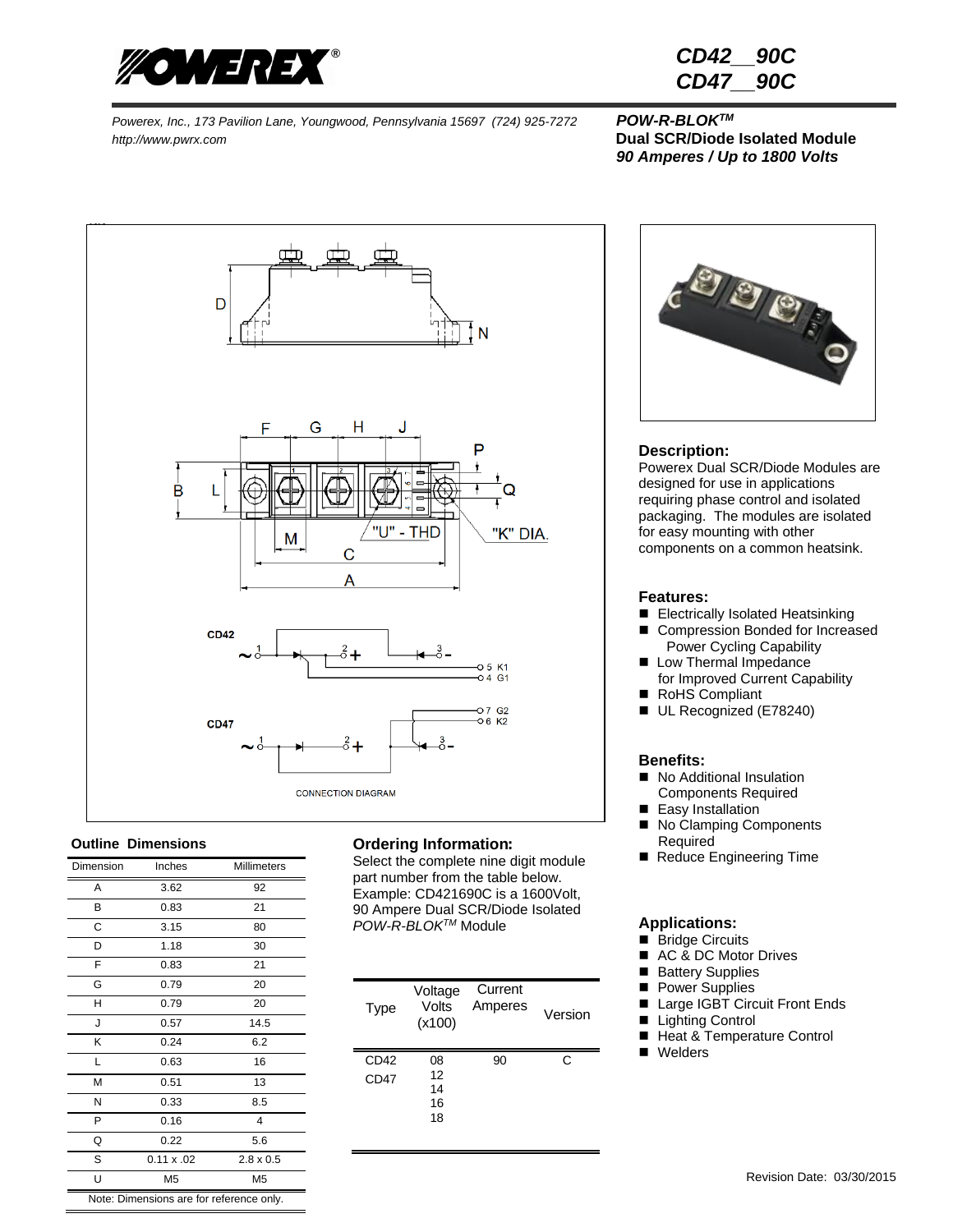# CD42__90C
# CD47__90C

*Powerex, Inc., 173 Pavilion Lane, Youngwood, Pennsylvania 15697 (724) 925-7272*
*http://www.pwrx.com*

***POW-R-BLOK™***
**Dual SCR/Diode Isolated Module**
***90 Amperes / Up to 1800 Volts***

CD42

CD47

CONNECTION DIAGRAM

### Description:

Powerex Dual SCR/Diode Modules are designed for use in applications requiring phase control and isolated packaging. The modules are isolated for easy mounting with other components on a common heatsink.

### Features:

- Electrically Isolated Heatsinking
- Compression Bonded for Increased Power Cycling Capability
- Low Thermal Impedance for Improved Current Capability
- RoHS Compliant
- UL Recognized (E78240)

### Benefits:

- No Additional Insulation Components Required
- Easy Installation
- No Clamping Components Required
- Reduce Engineering Time

### Applications:

- Bridge Circuits
- AC & DC Motor Drives
- Battery Supplies
- Power Supplies
- Large IGBT Circuit Front Ends
- Lighting Control
- Heat & Temperature Control
- Welders

### Outline Dimensions

| Dimension | Inches | Millimeters |
|---|---|---|
| A | 3.62 | 92 |
| B | 0.83 | 21 |
| C | 3.15 | 80 |
| D | 1.18 | 30 |
| F | 0.83 | 21 |
| G | 0.79 | 20 |
| H | 0.79 | 20 |
| J | 0.57 | 14.5 |
| K | 0.24 | 6.2 |
| L | 0.63 | 16 |
| M | 0.51 | 13 |
| N | 0.33 | 8.5 |
| P | 0.16 | 4 |
| Q | 0.22 | 5.6 |
| S | 0.11 x .02 | 2.8 x 0.5 |
| U | M5 | M5 |

Note: Dimensions are for reference only.

### Ordering Information:

Select the complete nine digit module part number from the table below. Example: CD421690C is a 1600Volt, 90 Ampere Dual SCR/Diode Isolated *POW-R-BLOK™* Module

| Type | Voltage Volts (x100) | Current Amperes | Version |
|---|---|---|---|
| CD42<br>CD47 | 08<br>12<br>14<br>16<br>18 | 90 | C |

Revision Date: 03/30/2015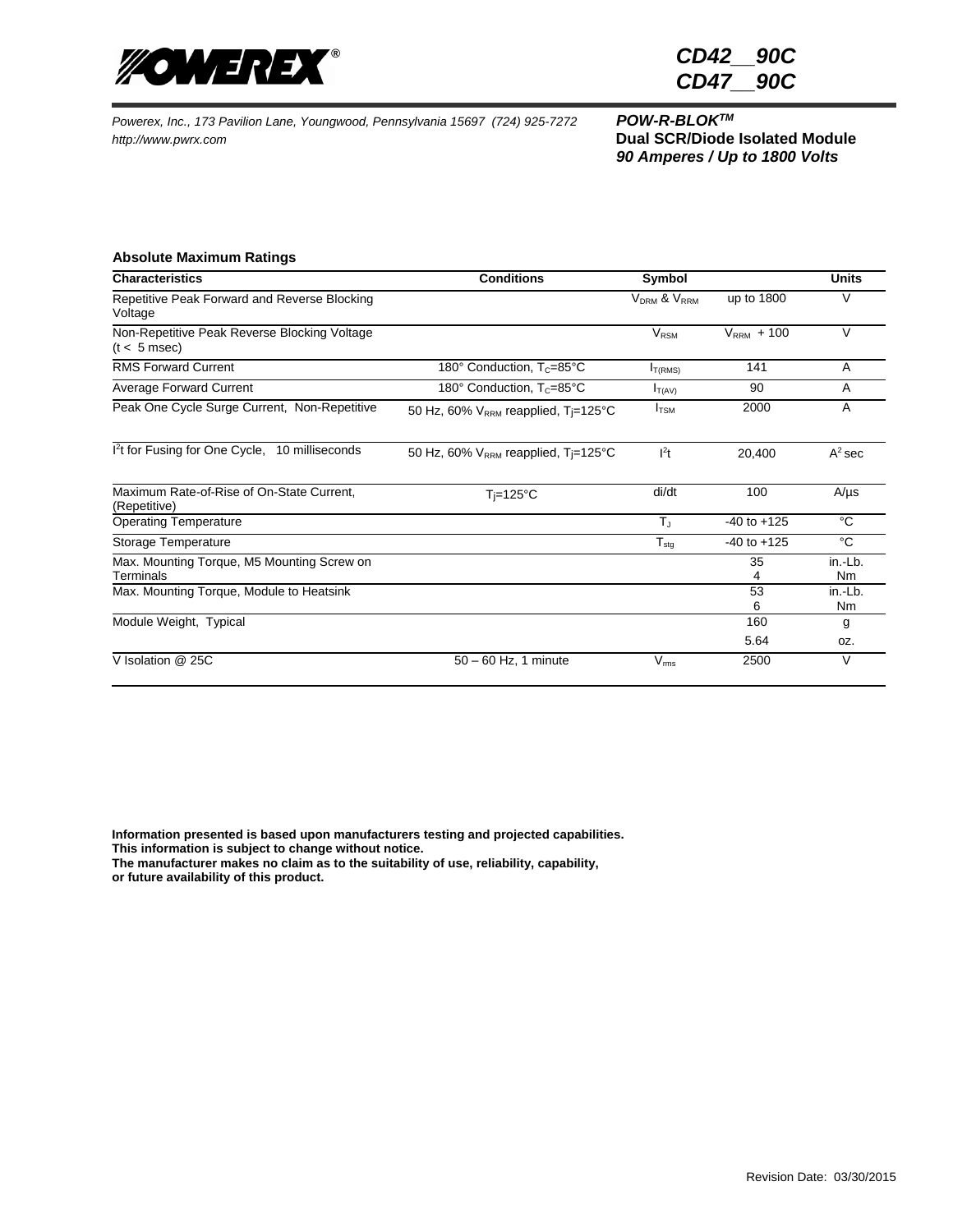# CD42__90C
# CD47__90C

*Powerex, Inc., 173 Pavilion Lane, Youngwood, Pennsylvania 15697 (724) 925-7272*
*http://www.pwrx.com*

***POW-R-BLOK™***
**Dual SCR/Diode Isolated Module**
***90 Amperes / Up to 1800 Volts***

### Absolute Maximum Ratings

| Characteristics | Conditions | Symbol | | Units |
|---|---|---|---|---|
| Repetitive Peak Forward and Reverse Blocking Voltage | | $V_{DRM}$ & $V_{RRM}$ | up to 1800 | V |
| Non-Repetitive Peak Reverse Blocking Voltage (t < 5 msec) | | $V_{RSM}$ | $V_{RRM}$ + 100 | V |
| RMS Forward Current | 180° Conduction, $T_C$=85°C | $I_{T(RMS)}$ | 141 | A |
| Average Forward Current | 180° Conduction, $T_C$=85°C | $I_{T(AV)}$ | 90 | A |
| Peak One Cycle Surge Current, Non-Repetitive | 50 Hz, 60% $V_{RRM}$ reapplied, Tj=125°C | $I_{TSM}$ | 2000 | A |
| $I^2t$ for Fusing for One Cycle, 10 milliseconds | 50 Hz, 60% $V_{RRM}$ reapplied, Tj=125°C | $I^2t$ | 20,400 | $A^2$ sec |
| Maximum Rate-of-Rise of On-State Current, (Repetitive) | Tj=125°C | di/dt | 100 | A/µs |
| Operating Temperature | | $T_J$ | -40 to +125 | °C |
| Storage Temperature | | $T_{stg}$ | -40 to +125 | °C |
| Max. Mounting Torque, M5 Mounting Screw on Terminals | | | 35<br>4 | in.-Lb.<br>Nm |
| Max. Mounting Torque, Module to Heatsink | | | 53<br>6 | in.-Lb.<br>Nm |
| Module Weight, Typical | | | 160<br>5.64 | g<br>oz. |
| V Isolation @ 25C | 50 – 60 Hz, 1 minute | $V_{rms}$ | 2500 | V |

**Information presented is based upon manufacturers testing and projected capabilities.**
**This information is subject to change without notice.**
**The manufacturer makes no claim as to the suitability of use, reliability, capability, or future availability of this product.**

Revision Date: 03/30/2015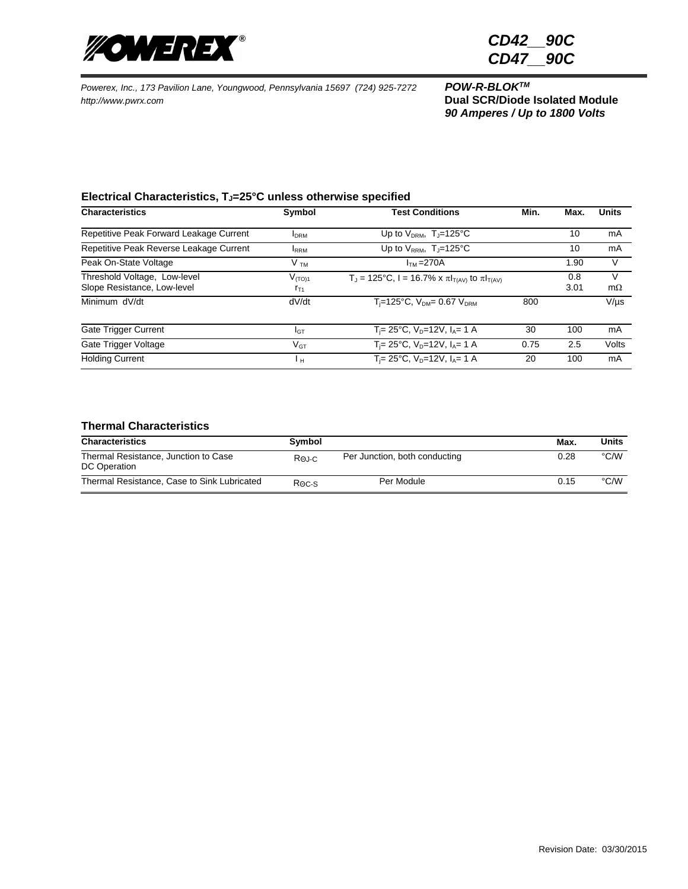# CD42__90C
# CD47__90C

*Powerex, Inc., 173 Pavilion Lane, Youngwood, Pennsylvania 15697 (724) 925-7272*
*http://www.pwrx.com*

***POW-R-BLOK™***
**Dual SCR/Diode Isolated Module**
***90 Amperes / Up to 1800 Volts***

### Electrical Characteristics, $T_J$=25°C unless otherwise specified

| Characteristics | Symbol | Test Conditions | Min. | Max. | Units |
|---|---|---|---|---|---|
| Repetitive Peak Forward Leakage Current | $I_{DRM}$ | Up to $V_{DRM}$, $T_J$=125°C | | 10 | mA |
| Repetitive Peak Reverse Leakage Current | $I_{RRM}$ | Up to $V_{RRM}$, $T_J$=125°C | | 10 | mA |
| Peak On-State Voltage | $V_{TM}$ | $I_{TM}$=270A | | 1.90 | V |
| Threshold Voltage, Low-level<br>Slope Resistance, Low-level | $V_{(TO)1}$<br>$r_{T1}$ | $T_J$ = 125°C, I = 16.7% x $\pi I_{T(AV)}$ to $\pi I_{T(AV)}$ | | 0.8<br>3.01 | V<br>mΩ |
| Minimum dV/dt | dV/dt | $T_j$=125°C, $V_{DM}$= 0.67 $V_{DRM}$ | 800 | | V/µs |
| Gate Trigger Current | $I_{GT}$ | $T_j$= 25°C, $V_D$=12V, $I_A$= 1 A | 30 | 100 | mA |
| Gate Trigger Voltage | $V_{GT}$ | $T_j$= 25°C, $V_D$=12V, $I_A$= 1 A | 0.75 | 2.5 | Volts |
| Holding Current | $I_H$ | $T_j$= 25°C, $V_D$=12V, $I_A$= 1 A | 20 | 100 | mA |

### Thermal Characteristics

| Characteristics | Symbol | | Max. | Units |
|---|---|---|---|---|
| Thermal Resistance, Junction to Case<br>DC Operation | $R_{\Theta J\text{-}C}$ | Per Junction, both conducting | 0.28 | °C/W |
| Thermal Resistance, Case to Sink Lubricated | $R_{\Theta C\text{-}S}$ | Per Module | 0.15 | °C/W |

Revision Date: 03/30/2015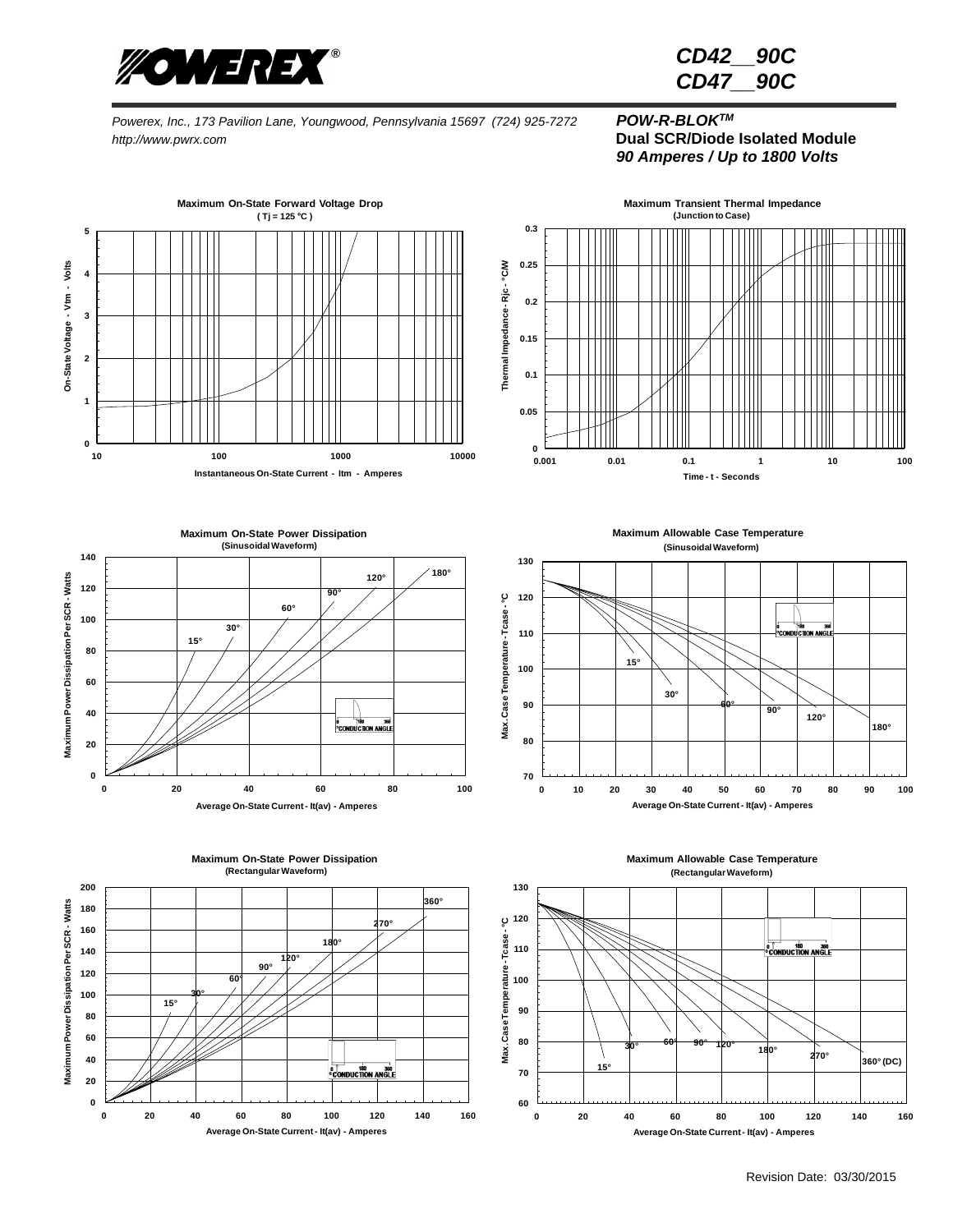# CD42__90C
# CD47__90C

*Powerex, Inc., 173 Pavilion Lane, Youngwood, Pennsylvania 15697 (724) 925-7272*
*http://www.pwrx.com*

***POW-R-BLOK™***
**Dual SCR/Diode Isolated Module**
***90 Amperes / Up to 1800 Volts***

**Maximum On-State Forward Voltage Drop**
**( Tj = 125 °C )**

On-State Voltage - Vtm - Volts
0
1
2
3
4
5
10
100
1000
10000
Instantaneous On-State Current - Itm - Amperes

**Maximum Transient Thermal Impedance**
**(Junction to Case)**

Thermal Impedance - Rjc - °C/W
0
0.05
0.1
0.15
0.2
0.25
0.3
0.001
0.01
0.1
1
10
100
Time - t - Seconds

**Maximum On-State Power Dissipation**
**(Sinusoidal Waveform)**

Maximum Power Dissipation Per SCR - Watts
0
20
40
60
80
100
120
140
0
20
40
60
80
100
Average On-State Current - It(av) - Amperes
15°
30°
60°
90°
120°
180°
0
180
360
°CONDUCTION ANGLE

**Maximum Allowable Case Temperature**
**(Sinusoidal Waveform)**

Max. Case Temperature - Tcase - °C
70
80
90
100
110
120
130
0
10
20
30
40
50
60
70
80
90
100
Average On-State Current - It(av) - Amperes
15°
30°
60°
90°
120°
180°
0
180
360
°CONDUCTION ANGLE

**Maximum On-State Power Dissipation**
**(Rectangular Waveform)**

Maximum Power Dissipation Per SCR - Watts
0
20
40
60
80
100
120
140
160
180
200
0
20
40
60
80
100
120
140
160
Average On-State Current - It(av) - Amperes
15°
30°
60°
90°
120°
180°
270°
360°
0
180
360
°CONDUCTION ANGLE

**Maximum Allowable Case Temperature**
**(Rectangular Waveform)**

Max. Case Temperature - Tcase - °C
60
70
80
90
100
110
120
130
0
20
40
60
80
100
120
140
160
Average On-State Current - It(av) - Amperes
15°
30°
60°
90°
120°
180°
270°
360° (DC)
0
180
360
°CONDUCTION ANGLE

Revision Date: 03/30/2015